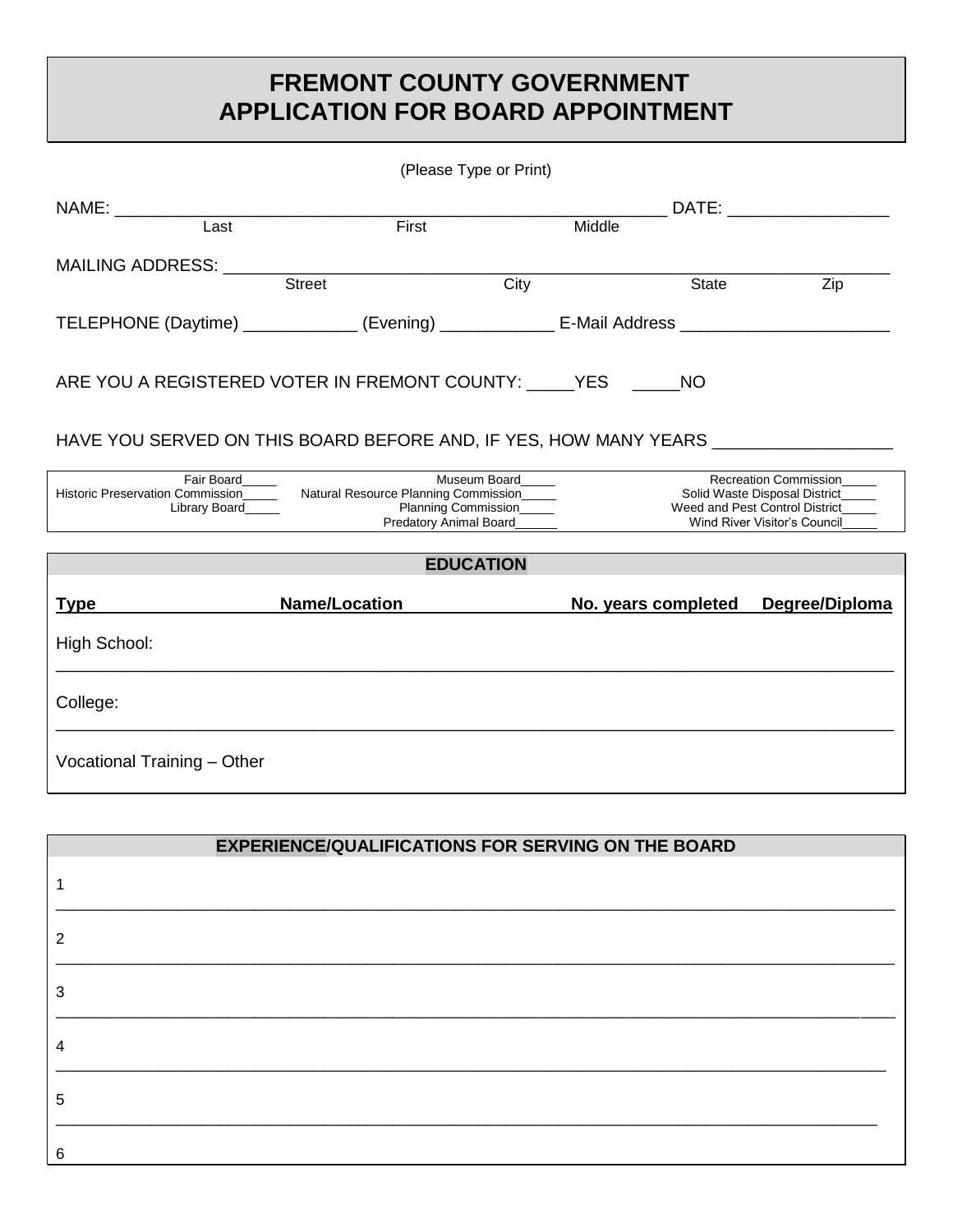# FREMONT COUNTY GOVERNMENT
# APPLICATION FOR BOARD APPOINTMENT

(Please Type or Print)

NAME: ________________________________________________________ DATE: ________________
Last First Middle

MAILING ADDRESS: ____________________________________________________________________
Street City State Zip

TELEPHONE (Daytime) ____________ (Evening) ____________ E-Mail Address ______________________

ARE YOU A REGISTERED VOTER IN FREMONT COUNTY: _____YES _____NO

HAVE YOU SERVED ON THIS BOARD BEFORE AND, IF YES, HOW MANY YEARS ___________________

| | | |
|---|---|---|
| Fair Board_____ | Museum Board_____ | Recreation Commission_____ |
| Historic Preservation Commission_____ | Natural Resource Planning Commission_____ | Solid Waste Disposal District_____ |
| Library Board_____ | Planning Commission_____ | Weed and Pest Control District_____ |
| | Predatory Animal Board______ | Wind River Visitor's Council_____ |

## EDUCATION

| Type | Name/Location | No. years completed | Degree/Diploma |
|---|---|---|---|
| High School: | | | |
| College: | | | |
| Vocational Training – Other | | | |

## EXPERIENCE/QUALIFICATIONS FOR SERVING ON THE BOARD

1 ____________________________________________________________________________

2 ____________________________________________________________________________

3 ____________________________________________________________________________

4 ____________________________________________________________________________

5 ____________________________________________________________________________

6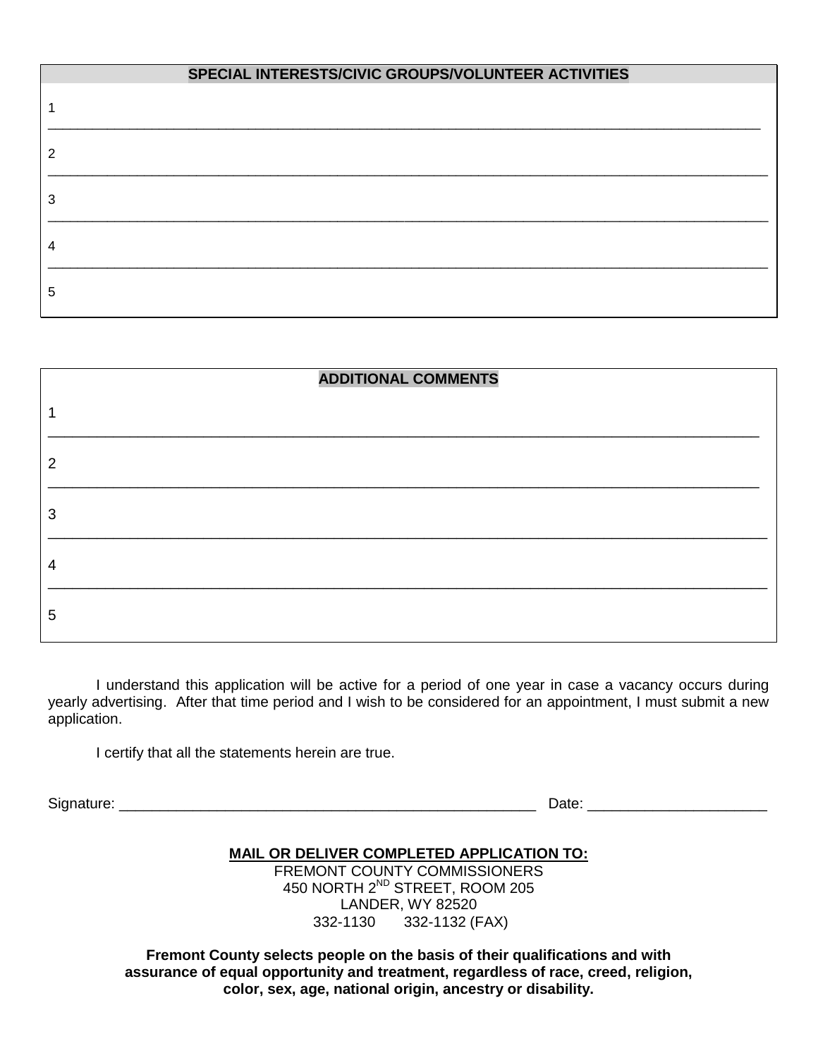## SPECIAL INTERESTS/CIVIC GROUPS/VOLUNTEER ACTIVITIES

1 ______________________________________________________________________________

2 ______________________________________________________________________________

3 ______________________________________________________________________________

4 ______________________________________________________________________________

5

## ADDITIONAL COMMENTS

1 ______________________________________________________________________________

2 ______________________________________________________________________________

3 ______________________________________________________________________________

4 ______________________________________________________________________________

5

I understand this application will be active for a period of one year in case a vacancy occurs during yearly advertising. After that time period and I wish to be considered for an appointment, I must submit a new application.

I certify that all the statements herein are true.

Signature: ______________________________________________________ Date: ______________________

**MAIL OR DELIVER COMPLETED APPLICATION TO:**

FREMONT COUNTY COMMISSIONERS
450 NORTH 2ND STREET, ROOM 205
LANDER, WY 82520
332-1130 332-1132 (FAX)

**Fremont County selects people on the basis of their qualifications and with assurance of equal opportunity and treatment, regardless of race, creed, religion, color, sex, age, national origin, ancestry or disability.**